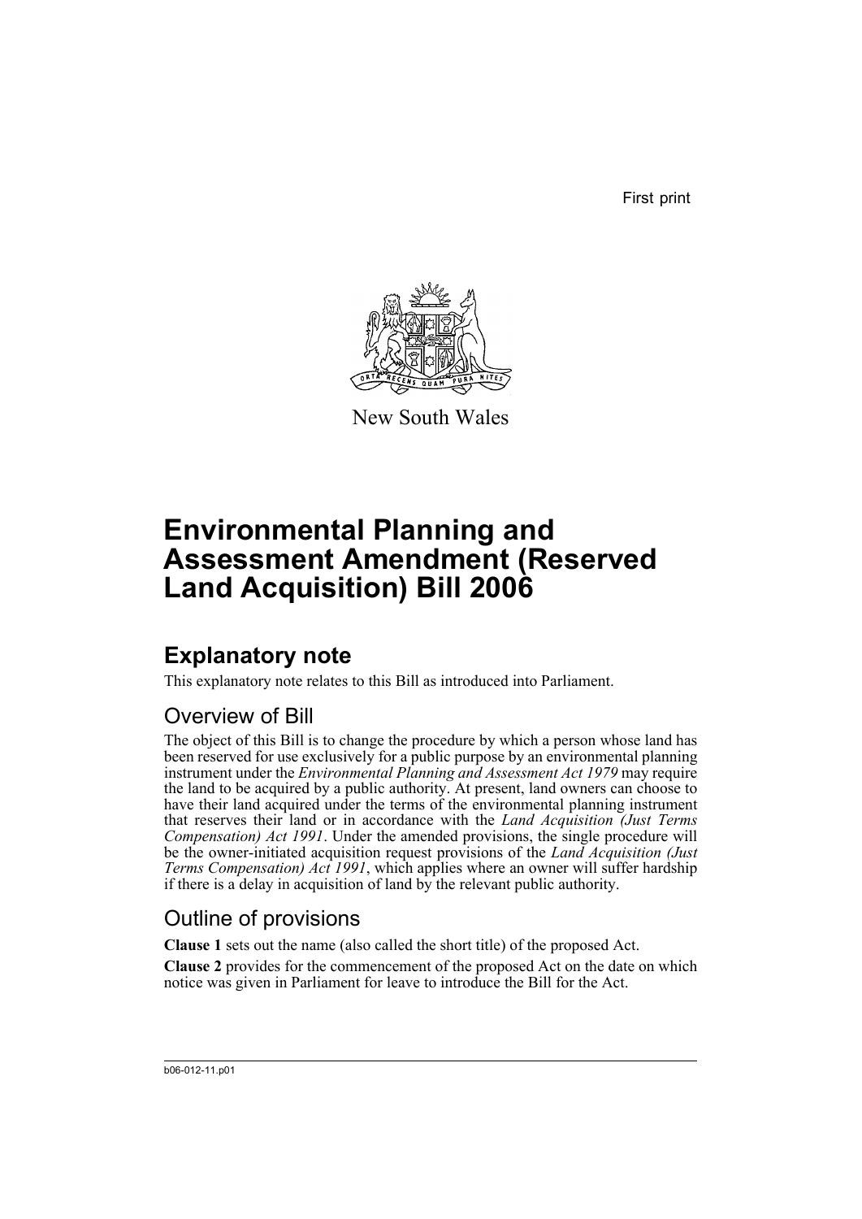First print

New South Wales

# Environmental Planning and Assessment Amendment (Reserved Land Acquisition) Bill 2006

## Explanatory note

This explanatory note relates to this Bill as introduced into Parliament.

### Overview of Bill

The object of this Bill is to change the procedure by which a person whose land has been reserved for use exclusively for a public purpose by an environmental planning instrument under the *Environmental Planning and Assessment Act 1979* may require the land to be acquired by a public authority. At present, land owners can choose to have their land acquired under the terms of the environmental planning instrument that reserves their land or in accordance with the *Land Acquisition (Just Terms Compensation) Act 1991*. Under the amended provisions, the single procedure will be the owner-initiated acquisition request provisions of the *Land Acquisition (Just Terms Compensation) Act 1991*, which applies where an owner will suffer hardship if there is a delay in acquisition of land by the relevant public authority.

### Outline of provisions

**Clause 1** sets out the name (also called the short title) of the proposed Act.

**Clause 2** provides for the commencement of the proposed Act on the date on which notice was given in Parliament for leave to introduce the Bill for the Act.

b06-012-11.p01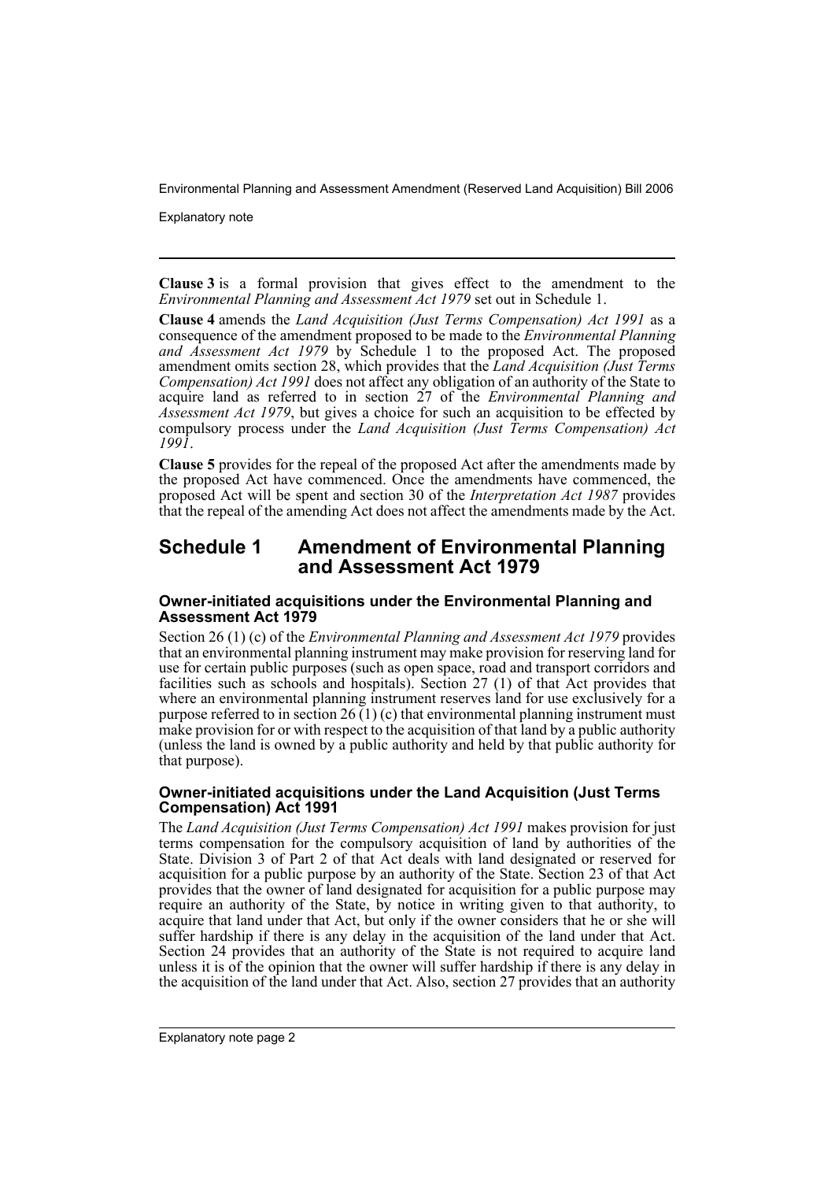**Clause 3** is a formal provision that gives effect to the amendment to the *Environmental Planning and Assessment Act 1979* set out in Schedule 1.

**Clause 4** amends the *Land Acquisition (Just Terms Compensation) Act 1991* as a consequence of the amendment proposed to be made to the *Environmental Planning and Assessment Act 1979* by Schedule 1 to the proposed Act. The proposed amendment omits section 28, which provides that the *Land Acquisition (Just Terms Compensation) Act 1991* does not affect any obligation of an authority of the State to acquire land as referred to in section 27 of the *Environmental Planning and Assessment Act 1979*, but gives a choice for such an acquisition to be effected by compulsory process under the *Land Acquisition (Just Terms Compensation) Act 1991*.

**Clause 5** provides for the repeal of the proposed Act after the amendments made by the proposed Act have commenced. Once the amendments have commenced, the proposed Act will be spent and section 30 of the *Interpretation Act 1987* provides that the repeal of the amending Act does not affect the amendments made by the Act.

## Schedule 1 Amendment of Environmental Planning and Assessment Act 1979

### Owner-initiated acquisitions under the Environmental Planning and Assessment Act 1979

Section 26 (1) (c) of the *Environmental Planning and Assessment Act 1979* provides that an environmental planning instrument may make provision for reserving land for use for certain public purposes (such as open space, road and transport corridors and facilities such as schools and hospitals). Section 27 (1) of that Act provides that where an environmental planning instrument reserves land for use exclusively for a purpose referred to in section 26 (1) (c) that environmental planning instrument must make provision for or with respect to the acquisition of that land by a public authority (unless the land is owned by a public authority and held by that public authority for that purpose).

### Owner-initiated acquisitions under the Land Acquisition (Just Terms Compensation) Act 1991

The *Land Acquisition (Just Terms Compensation) Act 1991* makes provision for just terms compensation for the compulsory acquisition of land by authorities of the State. Division 3 of Part 2 of that Act deals with land designated or reserved for acquisition for a public purpose by an authority of the State. Section 23 of that Act provides that the owner of land designated for acquisition for a public purpose may require an authority of the State, by notice in writing given to that authority, to acquire that land under that Act, but only if the owner considers that he or she will suffer hardship if there is any delay in the acquisition of the land under that Act. Section 24 provides that an authority of the State is not required to acquire land unless it is of the opinion that the owner will suffer hardship if there is any delay in the acquisition of the land under that Act. Also, section 27 provides that an authority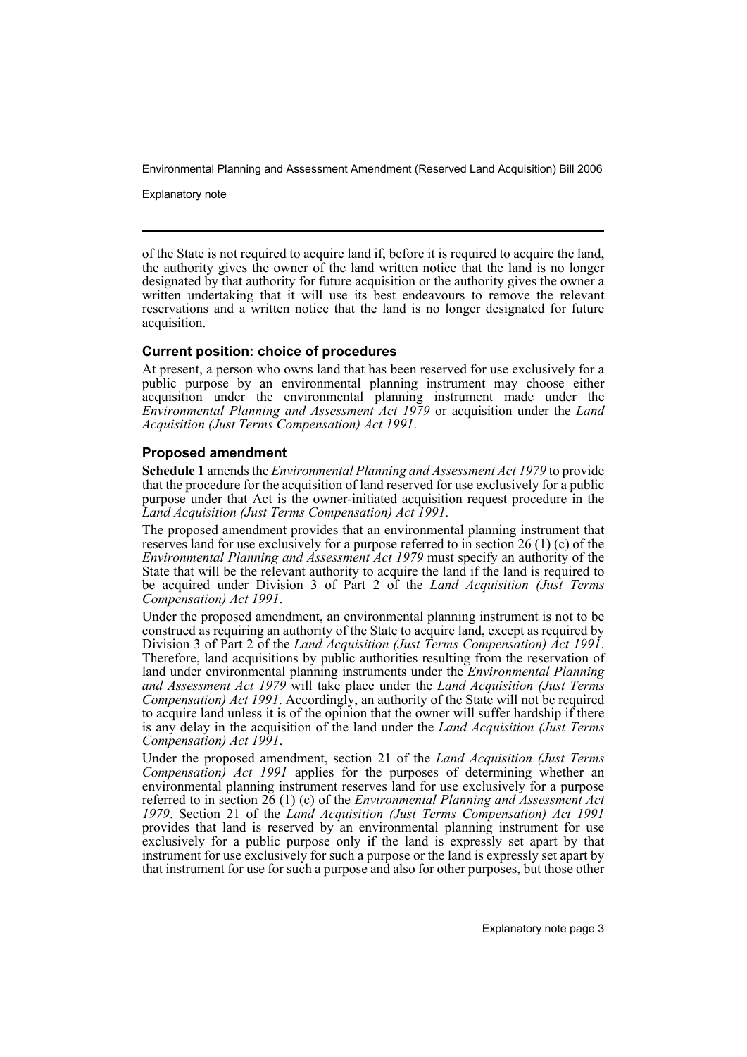of the State is not required to acquire land if, before it is required to acquire the land, the authority gives the owner of the land written notice that the land is no longer designated by that authority for future acquisition or the authority gives the owner a written undertaking that it will use its best endeavours to remove the relevant reservations and a written notice that the land is no longer designated for future acquisition.

### Current position: choice of procedures

At present, a person who owns land that has been reserved for use exclusively for a public purpose by an environmental planning instrument may choose either acquisition under the environmental planning instrument made under the *Environmental Planning and Assessment Act 1979* or acquisition under the *Land Acquisition (Just Terms Compensation) Act 1991*.

### Proposed amendment

**Schedule 1** amends the *Environmental Planning and Assessment Act 1979* to provide that the procedure for the acquisition of land reserved for use exclusively for a public purpose under that Act is the owner-initiated acquisition request procedure in the *Land Acquisition (Just Terms Compensation) Act 1991*.

The proposed amendment provides that an environmental planning instrument that reserves land for use exclusively for a purpose referred to in section 26 (1) (c) of the *Environmental Planning and Assessment Act 1979* must specify an authority of the State that will be the relevant authority to acquire the land if the land is required to be acquired under Division 3 of Part 2 of the *Land Acquisition (Just Terms Compensation) Act 1991*.

Under the proposed amendment, an environmental planning instrument is not to be construed as requiring an authority of the State to acquire land, except as required by Division 3 of Part 2 of the *Land Acquisition (Just Terms Compensation) Act 1991*. Therefore, land acquisitions by public authorities resulting from the reservation of land under environmental planning instruments under the *Environmental Planning and Assessment Act 1979* will take place under the *Land Acquisition (Just Terms Compensation) Act 1991*. Accordingly, an authority of the State will not be required to acquire land unless it is of the opinion that the owner will suffer hardship if there is any delay in the acquisition of the land under the *Land Acquisition (Just Terms Compensation) Act 1991*.

Under the proposed amendment, section 21 of the *Land Acquisition (Just Terms Compensation) Act 1991* applies for the purposes of determining whether an environmental planning instrument reserves land for use exclusively for a purpose referred to in section 26 (1) (c) of the *Environmental Planning and Assessment Act 1979*. Section 21 of the *Land Acquisition (Just Terms Compensation) Act 1991* provides that land is reserved by an environmental planning instrument for use exclusively for a public purpose only if the land is expressly set apart by that instrument for use exclusively for such a purpose or the land is expressly set apart by that instrument for use for such a purpose and also for other purposes, but those other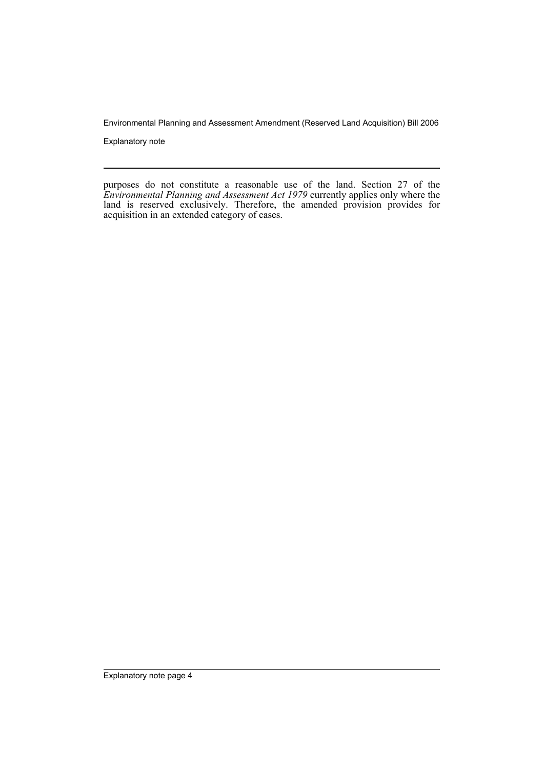purposes do not constitute a reasonable use of the land. Section 27 of the *Environmental Planning and Assessment Act 1979* currently applies only where the land is reserved exclusively. Therefore, the amended provision provides for acquisition in an extended category of cases.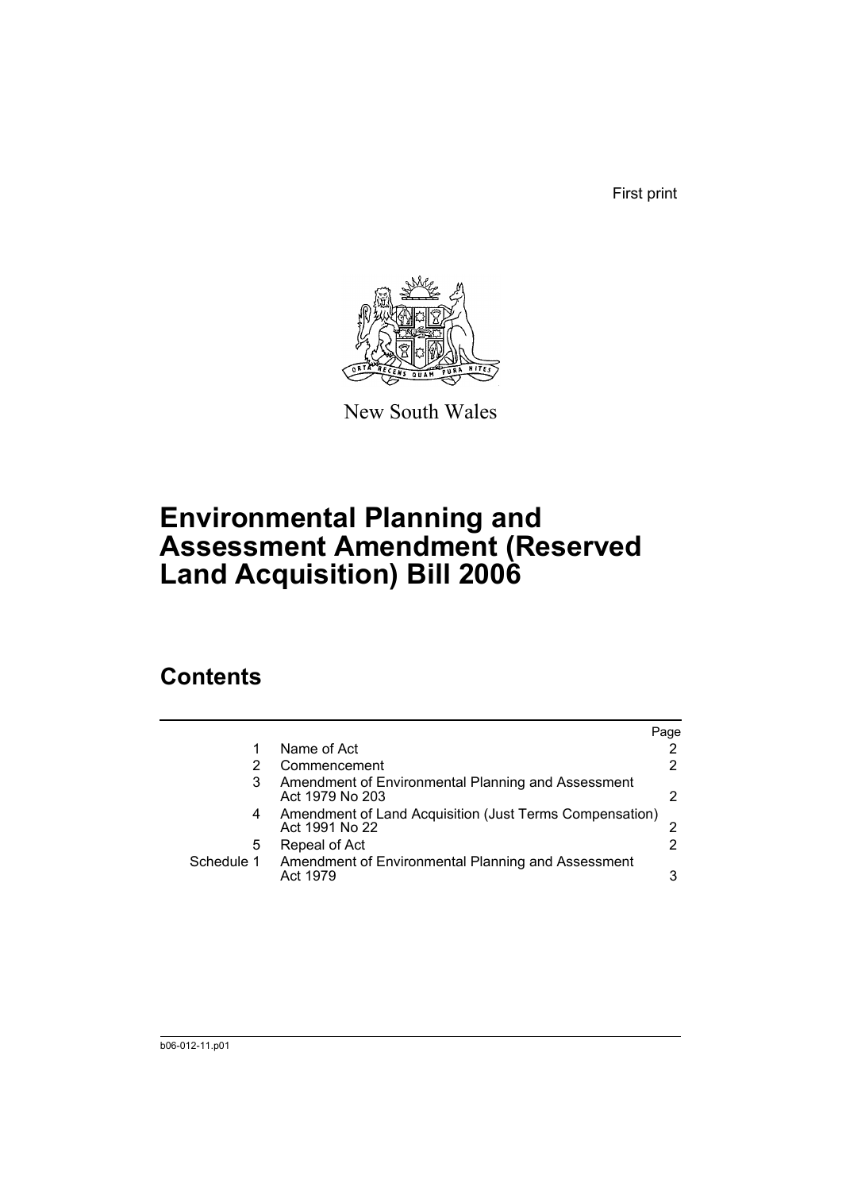First print

New South Wales

# Environmental Planning and Assessment Amendment (Reserved Land Acquisition) Bill 2006

## Contents

| | | Page |
|---|---|---|
| 1 | Name of Act | 2 |
| 2 | Commencement | 2 |
| 3 | Amendment of Environmental Planning and Assessment Act 1979 No 203 | 2 |
| 4 | Amendment of Land Acquisition (Just Terms Compensation) Act 1991 No 22 | 2 |
| 5 | Repeal of Act | 2 |
| Schedule 1 | Amendment of Environmental Planning and Assessment Act 1979 | 3 |

b06-012-11.p01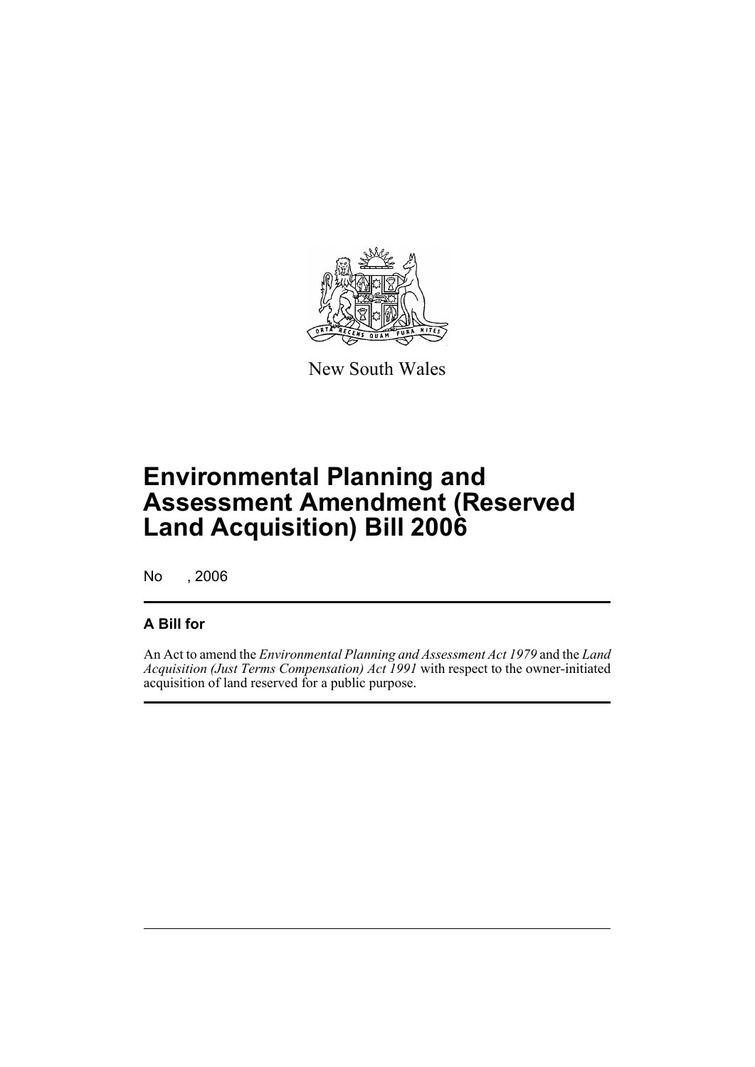New South Wales

# Environmental Planning and Assessment Amendment (Reserved Land Acquisition) Bill 2006

No , 2006

## A Bill for

An Act to amend the *Environmental Planning and Assessment Act 1979* and the *Land Acquisition (Just Terms Compensation) Act 1991* with respect to the owner-initiated acquisition of land reserved for a public purpose.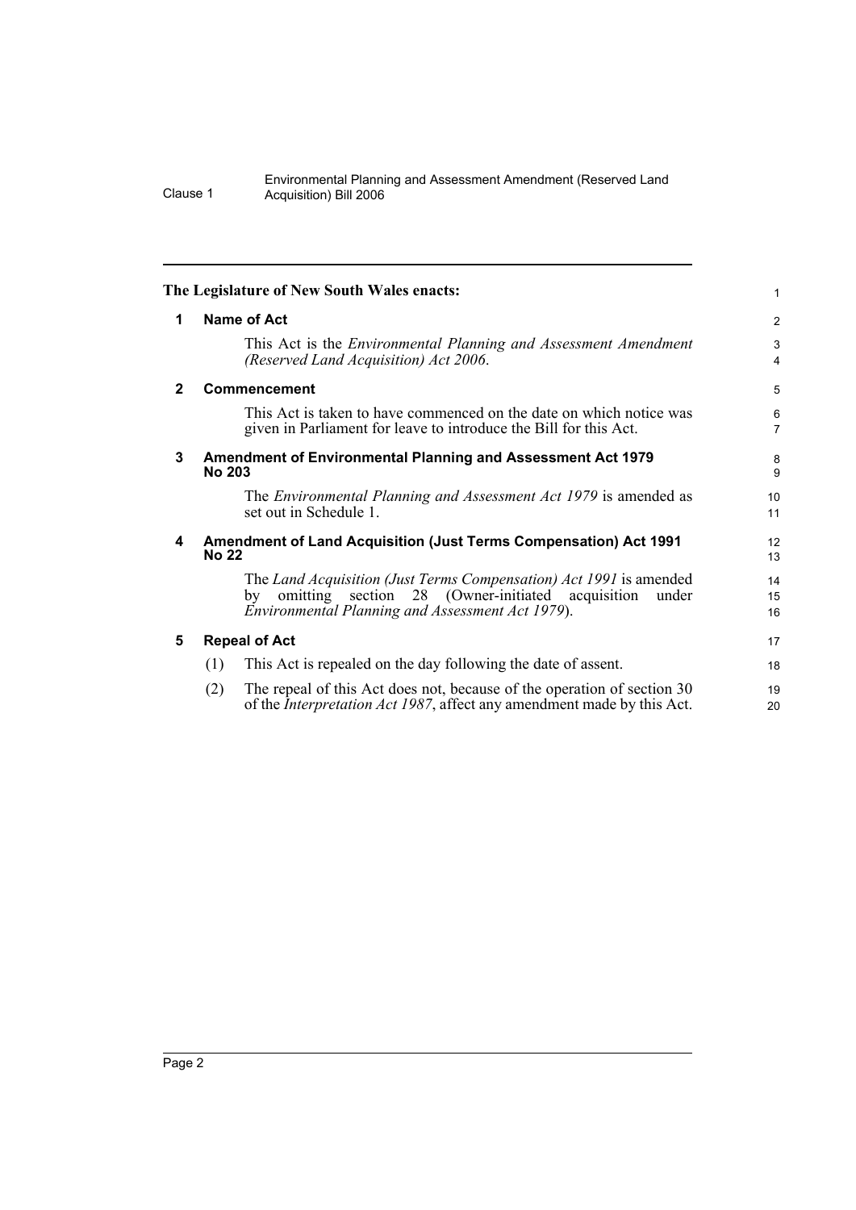**The Legislature of New South Wales enacts:**

## 1 Name of Act

This Act is the *Environmental Planning and Assessment Amendment (Reserved Land Acquisition) Act 2006*.

## 2 Commencement

This Act is taken to have commenced on the date on which notice was given in Parliament for leave to introduce the Bill for this Act.

## 3 Amendment of Environmental Planning and Assessment Act 1979 No 203

The *Environmental Planning and Assessment Act 1979* is amended as set out in Schedule 1.

## 4 Amendment of Land Acquisition (Just Terms Compensation) Act 1991 No 22

The *Land Acquisition (Just Terms Compensation) Act 1991* is amended by omitting section 28 (Owner-initiated acquisition under *Environmental Planning and Assessment Act 1979*).

## 5 Repeal of Act

(1) This Act is repealed on the day following the date of assent.

(2) The repeal of this Act does not, because of the operation of section 30 of the *Interpretation Act 1987*, affect any amendment made by this Act.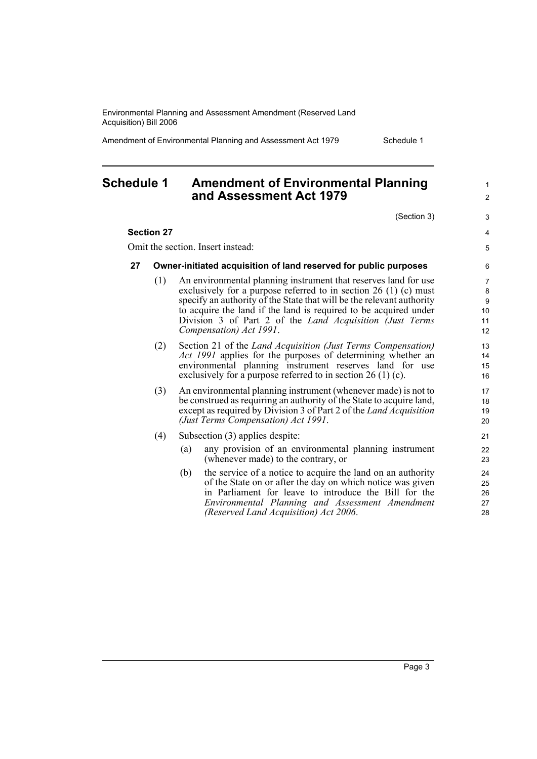# Schedule 1 Amendment of Environmental Planning and Assessment Act 1979

(Section 3)

**Section 27**

Omit the section. Insert instead:

**27 Owner-initiated acquisition of land reserved for public purposes**

(1) An environmental planning instrument that reserves land for use exclusively for a purpose referred to in section 26 (1) (c) must specify an authority of the State that will be the relevant authority to acquire the land if the land is required to be acquired under Division 3 of Part 2 of the *Land Acquisition (Just Terms Compensation) Act 1991*.

(2) Section 21 of the *Land Acquisition (Just Terms Compensation) Act 1991* applies for the purposes of determining whether an environmental planning instrument reserves land for use exclusively for a purpose referred to in section 26 (1) (c).

(3) An environmental planning instrument (whenever made) is not to be construed as requiring an authority of the State to acquire land, except as required by Division 3 of Part 2 of the *Land Acquisition (Just Terms Compensation) Act 1991*.

(4) Subsection (3) applies despite:

(a) any provision of an environmental planning instrument (whenever made) to the contrary, or

(b) the service of a notice to acquire the land on an authority of the State on or after the day on which notice was given in Parliament for leave to introduce the Bill for the *Environmental Planning and Assessment Amendment (Reserved Land Acquisition) Act 2006*.